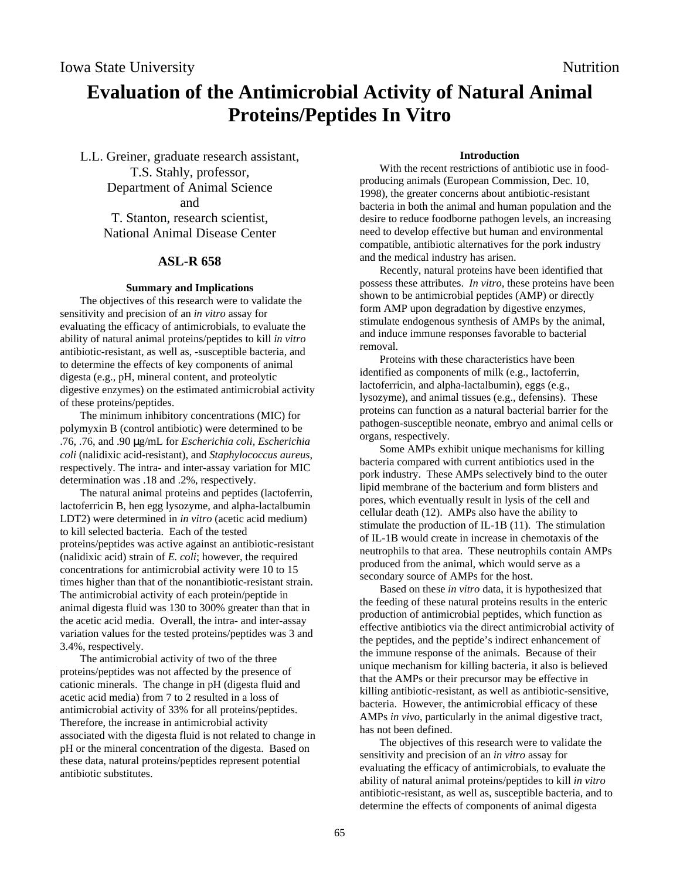Iowa State University Nutrition

# Evaluation of the Antimicrobial Activity of Natural Animal Proteins/Peptides In Vitro

L.L. Greiner, graduate research assistant,
T.S. Stahly, professor,
Department of Animal Science
and
T. Stanton, research scientist,
National Animal Disease Center

## ASL-R 658

### Summary and Implications

The objectives of this research were to validate the sensitivity and precision of an *in vitro* assay for evaluating the efficacy of antimicrobials, to evaluate the ability of natural animal proteins/peptides to kill *in vitro* antibiotic-resistant, as well as, -susceptible bacteria, and to determine the effects of key components of animal digesta (e.g., pH, mineral content, and proteolytic digestive enzymes) on the estimated antimicrobial activity of these proteins/peptides.

The minimum inhibitory concentrations (MIC) for polymyxin B (control antibiotic) were determined to be .76, .76, and .90 μg/mL for *Escherichia coli, Escherichia coli* (nalidixic acid-resistant), and *Staphylococcus aureus*, respectively. The intra- and inter-assay variation for MIC determination was .18 and .2%, respectively.

The natural animal proteins and peptides (lactoferrin, lactoferricin B, hen egg lysozyme, and alpha-lactalbumin LDT2) were determined in *in vitro* (acetic acid medium) to kill selected bacteria. Each of the tested proteins/peptides was active against an antibiotic-resistant (nalidixic acid) strain of *E. coli*; however, the required concentrations for antimicrobial activity were 10 to 15 times higher than that of the nonantibiotic-resistant strain. The antimicrobial activity of each protein/peptide in animal digesta fluid was 130 to 300% greater than that in the acetic acid media. Overall, the intra- and inter-assay variation values for the tested proteins/peptides was 3 and 3.4%, respectively.

The antimicrobial activity of two of the three proteins/peptides was not affected by the presence of cationic minerals. The change in pH (digesta fluid and acetic acid media) from 7 to 2 resulted in a loss of antimicrobial activity of 33% for all proteins/peptides. Therefore, the increase in antimicrobial activity associated with the digesta fluid is not related to change in pH or the mineral concentration of the digesta. Based on these data, natural proteins/peptides represent potential antibiotic substitutes.

### Introduction

With the recent restrictions of antibiotic use in food-producing animals (European Commission, Dec. 10, 1998), the greater concerns about antibiotic-resistant bacteria in both the animal and human population and the desire to reduce foodborne pathogen levels, an increasing need to develop effective but human and environmental compatible, antibiotic alternatives for the pork industry and the medical industry has arisen.

Recently, natural proteins have been identified that possess these attributes. *In vitro*, these proteins have been shown to be antimicrobial peptides (AMP) or directly form AMP upon degradation by digestive enzymes, stimulate endogenous synthesis of AMPs by the animal, and induce immune responses favorable to bacterial removal.

Proteins with these characteristics have been identified as components of milk (e.g., lactoferrin, lactoferricin, and alpha-lactalbumin), eggs (e.g., lysozyme), and animal tissues (e.g., defensins). These proteins can function as a natural bacterial barrier for the pathogen-susceptible neonate, embryo and animal cells or organs, respectively.

Some AMPs exhibit unique mechanisms for killing bacteria compared with current antibiotics used in the pork industry. These AMPs selectively bind to the outer lipid membrane of the bacterium and form blisters and pores, which eventually result in lysis of the cell and cellular death (12). AMPs also have the ability to stimulate the production of IL-1B (11). The stimulation of IL-1B would create in increase in chemotaxis of the neutrophils to that area. These neutrophils contain AMPs produced from the animal, which would serve as a secondary source of AMPs for the host.

Based on these *in vitro* data, it is hypothesized that the feeding of these natural proteins results in the enteric production of antimicrobial peptides, which function as effective antibiotics via the direct antimicrobial activity of the peptides, and the peptide's indirect enhancement of the immune response of the animals. Because of their unique mechanism for killing bacteria, it also is believed that the AMPs or their precursor may be effective in killing antibiotic-resistant, as well as antibiotic-sensitive, bacteria. However, the antimicrobial efficacy of these AMPs *in vivo*, particularly in the animal digestive tract, has not been defined.

The objectives of this research were to validate the sensitivity and precision of an *in vitro* assay for evaluating the efficacy of antimicrobials, to evaluate the ability of natural animal proteins/peptides to kill *in vitro* antibiotic-resistant, as well as, susceptible bacteria, and to determine the effects of components of animal digesta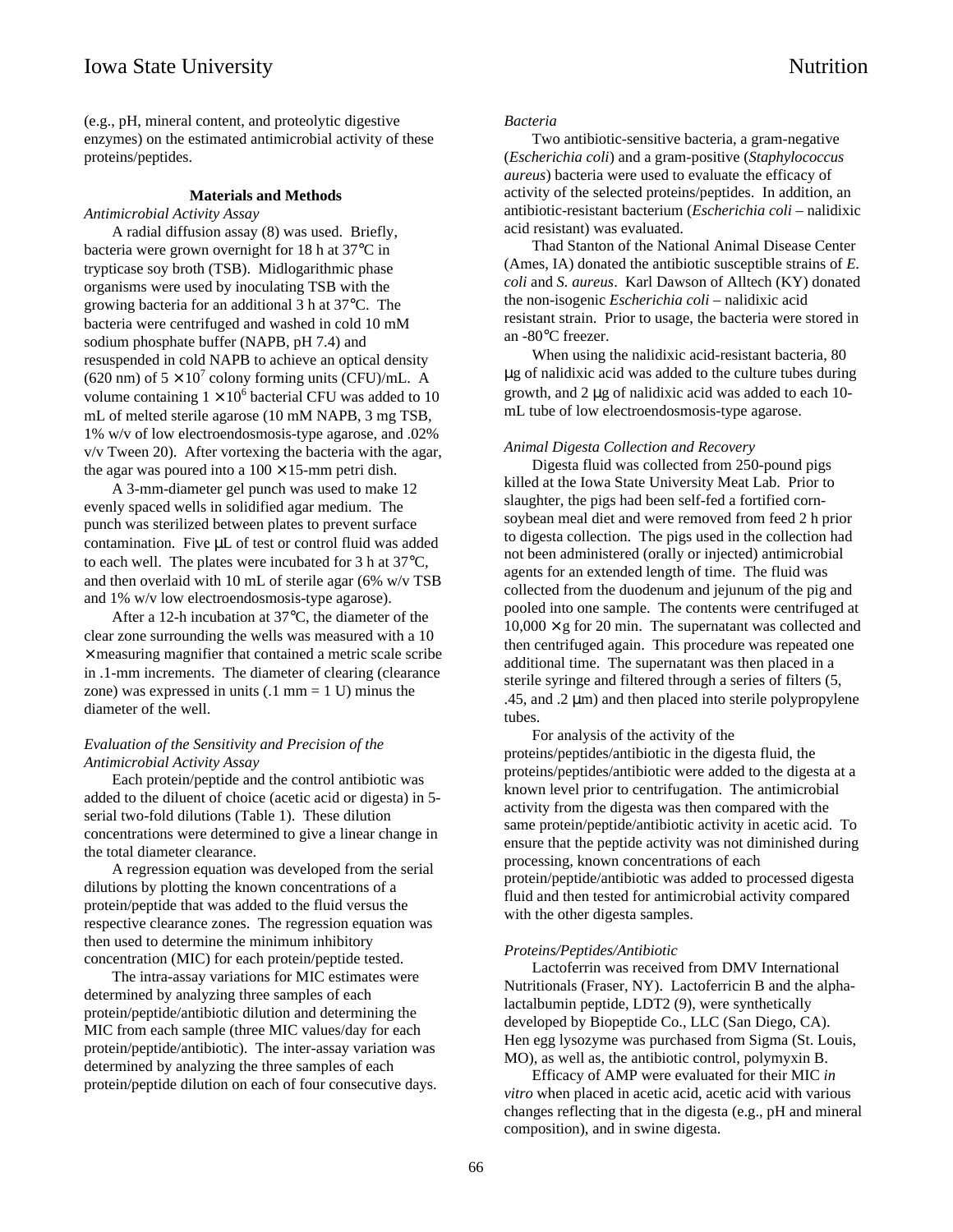(e.g., pH, mineral content, and proteolytic digestive enzymes) on the estimated antimicrobial activity of these proteins/peptides.

## Materials and Methods

*Antimicrobial Activity Assay*

A radial diffusion assay (8) was used. Briefly, bacteria were grown overnight for 18 h at 37°C in trypticase soy broth (TSB). Midlogarithmic phase organisms were used by inoculating TSB with the growing bacteria for an additional 3 h at 37°C. The bacteria were centrifuged and washed in cold 10 mM sodium phosphate buffer (NAPB, pH 7.4) and resuspended in cold NAPB to achieve an optical density (620 nm) of $5 \times 10^7$ colony forming units (CFU)/mL. A volume containing $1 \times 10^6$ bacterial CFU was added to 10 mL of melted sterile agarose (10 mM NAPB, 3 mg TSB, 1% w/v of low electroendosmosis-type agarose, and .02% v/v Tween 20). After vortexing the bacteria with the agar, the agar was poured into a $100 \times 15$-mm petri dish.

A 3-mm-diameter gel punch was used to make 12 evenly spaced wells in solidified agar medium. The punch was sterilized between plates to prevent surface contamination. Five μL of test or control fluid was added to each well. The plates were incubated for 3 h at 37°C, and then overlaid with 10 mL of sterile agar (6% w/v TSB and 1% w/v low electroendosmosis-type agarose).

After a 12-h incubation at 37°C, the diameter of the clear zone surrounding the wells was measured with a 10 × measuring magnifier that contained a metric scale scribe in .1-mm increments. The diameter of clearing (clearance zone) was expressed in units (.1 mm = 1 U) minus the diameter of the well.

*Evaluation of the Sensitivity and Precision of the Antimicrobial Activity Assay*

Each protein/peptide and the control antibiotic was added to the diluent of choice (acetic acid or digesta) in 5-serial two-fold dilutions (Table 1). These dilution concentrations were determined to give a linear change in the total diameter clearance.

A regression equation was developed from the serial dilutions by plotting the known concentrations of a protein/peptide that was added to the fluid versus the respective clearance zones. The regression equation was then used to determine the minimum inhibitory concentration (MIC) for each protein/peptide tested.

The intra-assay variations for MIC estimates were determined by analyzing three samples of each protein/peptide/antibiotic dilution and determining the MIC from each sample (three MIC values/day for each protein/peptide/antibiotic). The inter-assay variation was determined by analyzing the three samples of each protein/peptide dilution on each of four consecutive days.

*Bacteria*

Two antibiotic-sensitive bacteria, a gram-negative (*Escherichia coli*) and a gram-positive (*Staphylococcus aureus*) bacteria were used to evaluate the efficacy of activity of the selected proteins/peptides. In addition, an antibiotic-resistant bacterium (*Escherichia coli* – nalidixic acid resistant) was evaluated.

Thad Stanton of the National Animal Disease Center (Ames, IA) donated the antibiotic susceptible strains of *E. coli* and *S. aureus*. Karl Dawson of Alltech (KY) donated the non-isogenic *Escherichia coli* – nalidixic acid resistant strain. Prior to usage, the bacteria were stored in an -80°C freezer.

When using the nalidixic acid-resistant bacteria, 80 μg of nalidixic acid was added to the culture tubes during growth, and 2 μg of nalidixic acid was added to each 10-mL tube of low electroendosmosis-type agarose.

*Animal Digesta Collection and Recovery*

Digesta fluid was collected from 250-pound pigs killed at the Iowa State University Meat Lab. Prior to slaughter, the pigs had been self-fed a fortified corn-soybean meal diet and were removed from feed 2 h prior to digesta collection. The pigs used in the collection had not been administered (orally or injected) antimicrobial agents for an extended length of time. The fluid was collected from the duodenum and jejunum of the pig and pooled into one sample. The contents were centrifuged at $10{,}000 \times g$ for 20 min. The supernatant was collected and then centrifuged again. This procedure was repeated one additional time. The supernatant was then placed in a sterile syringe and filtered through a series of filters (5, .45, and .2 μm) and then placed into sterile polypropylene tubes.

For analysis of the activity of the proteins/peptides/antibiotic in the digesta fluid, the proteins/peptides/antibiotic were added to the digesta at a known level prior to centrifugation. The antimicrobial activity from the digesta was then compared with the same protein/peptide/antibiotic activity in acetic acid. To ensure that the peptide activity was not diminished during processing, known concentrations of each protein/peptide/antibiotic was added to processed digesta fluid and then tested for antimicrobial activity compared with the other digesta samples.

*Proteins/Peptides/Antibiotic*

Lactoferrin was received from DMV International Nutritionals (Fraser, NY). Lactoferricin B and the alpha-lactalbumin peptide, LDT2 (9), were synthetically developed by Biopeptide Co., LLC (San Diego, CA). Hen egg lysozyme was purchased from Sigma (St. Louis, MO), as well as, the antibiotic control, polymyxin B.

Efficacy of AMP were evaluated for their MIC *in vitro* when placed in acetic acid, acetic acid with various changes reflecting that in the digesta (e.g., pH and mineral composition), and in swine digesta.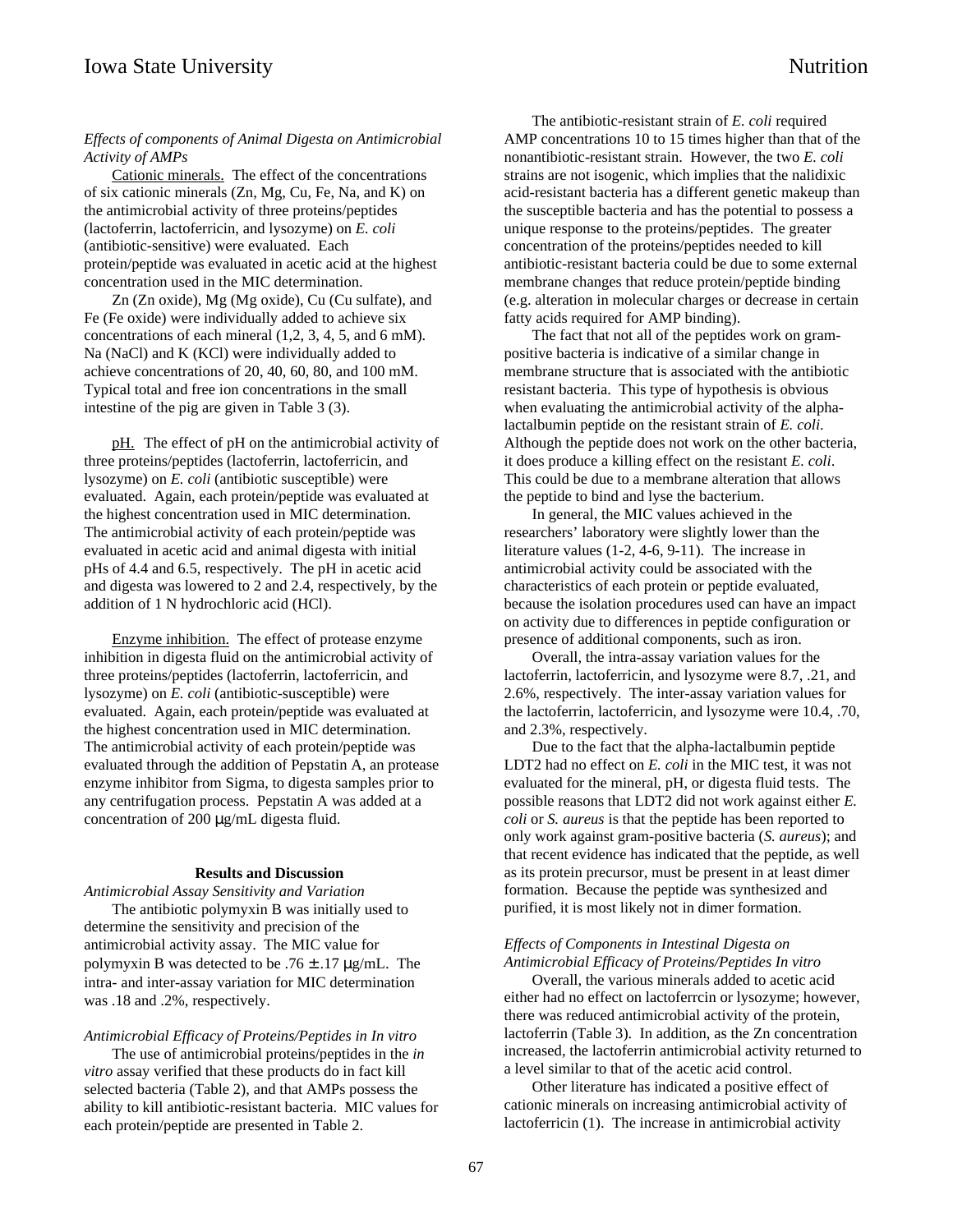*Effects of components of Animal Digesta on Antimicrobial Activity of AMPs*

Cationic minerals. The effect of the concentrations of six cationic minerals (Zn, Mg, Cu, Fe, Na, and K) on the antimicrobial activity of three proteins/peptides (lactoferrin, lactoferricin, and lysozyme) on *E. coli* (antibiotic-sensitive) were evaluated. Each protein/peptide was evaluated in acetic acid at the highest concentration used in the MIC determination.

Zn (Zn oxide), Mg (Mg oxide), Cu (Cu sulfate), and Fe (Fe oxide) were individually added to achieve six concentrations of each mineral (1,2, 3, 4, 5, and 6 mM). Na (NaCl) and K (KCl) were individually added to achieve concentrations of 20, 40, 60, 80, and 100 mM. Typical total and free ion concentrations in the small intestine of the pig are given in Table 3 (3).

pH. The effect of pH on the antimicrobial activity of three proteins/peptides (lactoferrin, lactoferricin, and lysozyme) on *E. coli* (antibiotic susceptible) were evaluated. Again, each protein/peptide was evaluated at the highest concentration used in MIC determination. The antimicrobial activity of each protein/peptide was evaluated in acetic acid and animal digesta with initial pHs of 4.4 and 6.5, respectively. The pH in acetic acid and digesta was lowered to 2 and 2.4, respectively, by the addition of 1 N hydrochloric acid (HCl).

Enzyme inhibition. The effect of protease enzyme inhibition in digesta fluid on the antimicrobial activity of three proteins/peptides (lactoferrin, lactoferricin, and lysozyme) on *E. coli* (antibiotic-susceptible) were evaluated. Again, each protein/peptide was evaluated at the highest concentration used in MIC determination. The antimicrobial activity of each protein/peptide was evaluated through the addition of Pepstatin A, an protease enzyme inhibitor from Sigma, to digesta samples prior to any centrifugation process. Pepstatin A was added at a concentration of 200 μg/mL digesta fluid.

**Results and Discussion**

*Antimicrobial Assay Sensitivity and Variation*

The antibiotic polymyxin B was initially used to determine the sensitivity and precision of the antimicrobial activity assay. The MIC value for polymyxin B was detected to be .76 ± .17 μg/mL. The intra- and inter-assay variation for MIC determination was .18 and .2%, respectively.

*Antimicrobial Efficacy of Proteins/Peptides in In vitro*

The use of antimicrobial proteins/peptides in the *in vitro* assay verified that these products do in fact kill selected bacteria (Table 2), and that AMPs possess the ability to kill antibiotic-resistant bacteria. MIC values for each protein/peptide are presented in Table 2.

The antibiotic-resistant strain of *E. coli* required AMP concentrations 10 to 15 times higher than that of the nonantibiotic-resistant strain. However, the two *E. coli* strains are not isogenic, which implies that the nalidixic acid-resistant bacteria has a different genetic makeup than the susceptible bacteria and has the potential to possess a unique response to the proteins/peptides. The greater concentration of the proteins/peptides needed to kill antibiotic-resistant bacteria could be due to some external membrane changes that reduce protein/peptide binding (e.g. alteration in molecular charges or decrease in certain fatty acids required for AMP binding).

The fact that not all of the peptides work on gram-positive bacteria is indicative of a similar change in membrane structure that is associated with the antibiotic resistant bacteria. This type of hypothesis is obvious when evaluating the antimicrobial activity of the alpha-lactalbumin peptide on the resistant strain of *E. coli*. Although the peptide does not work on the other bacteria, it does produce a killing effect on the resistant *E. coli*. This could be due to a membrane alteration that allows the peptide to bind and lyse the bacterium.

In general, the MIC values achieved in the researchers' laboratory were slightly lower than the literature values (1-2, 4-6, 9-11). The increase in antimicrobial activity could be associated with the characteristics of each protein or peptide evaluated, because the isolation procedures used can have an impact on activity due to differences in peptide configuration or presence of additional components, such as iron.

Overall, the intra-assay variation values for the lactoferrin, lactoferricin, and lysozyme were 8.7, .21, and 2.6%, respectively. The inter-assay variation values for the lactoferrin, lactoferricin, and lysozyme were 10.4, .70, and 2.3%, respectively.

Due to the fact that the alpha-lactalbumin peptide LDT2 had no effect on *E. coli* in the MIC test, it was not evaluated for the mineral, pH, or digesta fluid tests. The possible reasons that LDT2 did not work against either *E. coli* or *S. aureus* is that the peptide has been reported to only work against gram-positive bacteria (*S. aureus*); and that recent evidence has indicated that the peptide, as well as its protein precursor, must be present in at least dimer formation. Because the peptide was synthesized and purified, it is most likely not in dimer formation.

*Effects of Components in Intestinal Digesta on Antimicrobial Efficacy of Proteins/Peptides In vitro*

Overall, the various minerals added to acetic acid either had no effect on lactoferrcin or lysozyme; however, there was reduced antimicrobial activity of the protein, lactoferrin (Table 3). In addition, as the Zn concentration increased, the lactoferrin antimicrobial activity returned to a level similar to that of the acetic acid control.

Other literature has indicated a positive effect of cationic minerals on increasing antimicrobial activity of lactoferricin (1). The increase in antimicrobial activity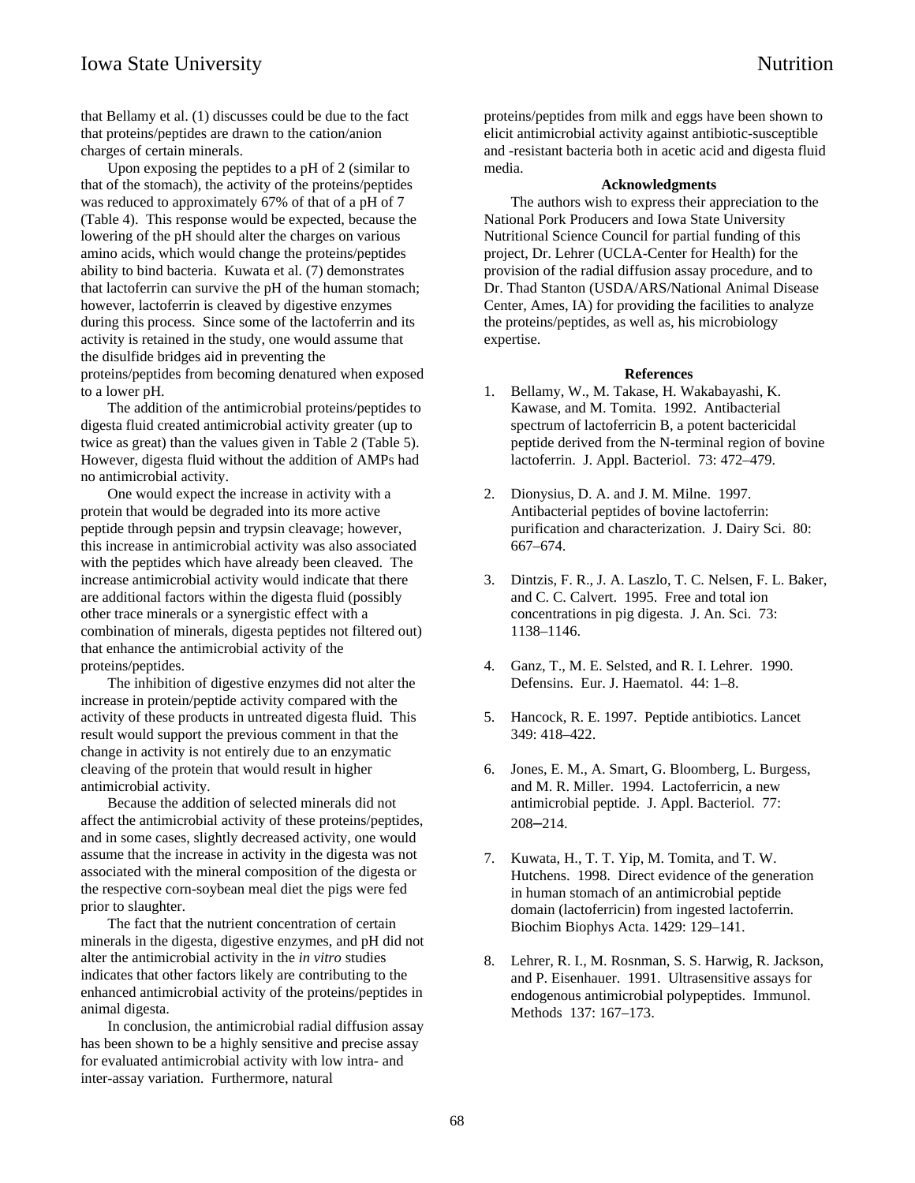that Bellamy et al. (1) discusses could be due to the fact that proteins/peptides are drawn to the cation/anion charges of certain minerals.

Upon exposing the peptides to a pH of 2 (similar to that of the stomach), the activity of the proteins/peptides was reduced to approximately 67% of that of a pH of 7 (Table 4). This response would be expected, because the lowering of the pH should alter the charges on various amino acids, which would change the proteins/peptides ability to bind bacteria. Kuwata et al. (7) demonstrates that lactoferrin can survive the pH of the human stomach; however, lactoferrin is cleaved by digestive enzymes during this process. Since some of the lactoferrin and its activity is retained in the study, one would assume that the disulfide bridges aid in preventing the proteins/peptides from becoming denatured when exposed to a lower pH.

The addition of the antimicrobial proteins/peptides to digesta fluid created antimicrobial activity greater (up to twice as great) than the values given in Table 2 (Table 5). However, digesta fluid without the addition of AMPs had no antimicrobial activity.

One would expect the increase in activity with a protein that would be degraded into its more active peptide through pepsin and trypsin cleavage; however, this increase in antimicrobial activity was also associated with the peptides which have already been cleaved. The increase antimicrobial activity would indicate that there are additional factors within the digesta fluid (possibly other trace minerals or a synergistic effect with a combination of minerals, digesta peptides not filtered out) that enhance the antimicrobial activity of the proteins/peptides.

The inhibition of digestive enzymes did not alter the increase in protein/peptide activity compared with the activity of these products in untreated digesta fluid. This result would support the previous comment in that the change in activity is not entirely due to an enzymatic cleaving of the protein that would result in higher antimicrobial activity.

Because the addition of selected minerals did not affect the antimicrobial activity of these proteins/peptides, and in some cases, slightly decreased activity, one would assume that the increase in activity in the digesta was not associated with the mineral composition of the digesta or the respective corn-soybean meal diet the pigs were fed prior to slaughter.

The fact that the nutrient concentration of certain minerals in the digesta, digestive enzymes, and pH did not alter the antimicrobial activity in the *in vitro* studies indicates that other factors likely are contributing to the enhanced antimicrobial activity of the proteins/peptides in animal digesta.

In conclusion, the antimicrobial radial diffusion assay has been shown to be a highly sensitive and precise assay for evaluated antimicrobial activity with low intra- and inter-assay variation. Furthermore, natural proteins/peptides from milk and eggs have been shown to elicit antimicrobial activity against antibiotic-susceptible and -resistant bacteria both in acetic acid and digesta fluid media.

### Acknowledgments

The authors wish to express their appreciation to the National Pork Producers and Iowa State University Nutritional Science Council for partial funding of this project, Dr. Lehrer (UCLA-Center for Health) for the provision of the radial diffusion assay procedure, and to Dr. Thad Stanton (USDA/ARS/National Animal Disease Center, Ames, IA) for providing the facilities to analyze the proteins/peptides, as well as, his microbiology expertise.

### References

1. Bellamy, W., M. Takase, H. Wakabayashi, K. Kawase, and M. Tomita. 1992. Antibacterial spectrum of lactoferricin B, a potent bactericidal peptide derived from the N-terminal region of bovine lactoferrin. J. Appl. Bacteriol. 73: 472–479.

2. Dionysius, D. A. and J. M. Milne. 1997. Antibacterial peptides of bovine lactoferrin: purification and characterization. J. Dairy Sci. 80: 667–674.

3. Dintzis, F. R., J. A. Laszlo, T. C. Nelsen, F. L. Baker, and C. C. Calvert. 1995. Free and total ion concentrations in pig digesta. J. An. Sci. 73: 1138–1146.

4. Ganz, T., M. E. Selsted, and R. I. Lehrer. 1990. Defensins. Eur. J. Haematol. 44: 1–8.

5. Hancock, R. E. 1997. Peptide antibiotics. Lancet 349: 418–422.

6. Jones, E. M., A. Smart, G. Bloomberg, L. Burgess, and M. R. Miller. 1994. Lactoferricin, a new antimicrobial peptide. J. Appl. Bacteriol. 77: 208–214.

7. Kuwata, H., T. T. Yip, M. Tomita, and T. W. Hutchens. 1998. Direct evidence of the generation in human stomach of an antimicrobial peptide domain (lactoferricin) from ingested lactoferrin. Biochim Biophys Acta. 1429: 129–141.

8. Lehrer, R. I., M. Rosnman, S. S. Harwig, R. Jackson, and P. Eisenhauer. 1991. Ultrasensitive assays for endogenous antimicrobial polypeptides. Immunol. Methods 137: 167–173.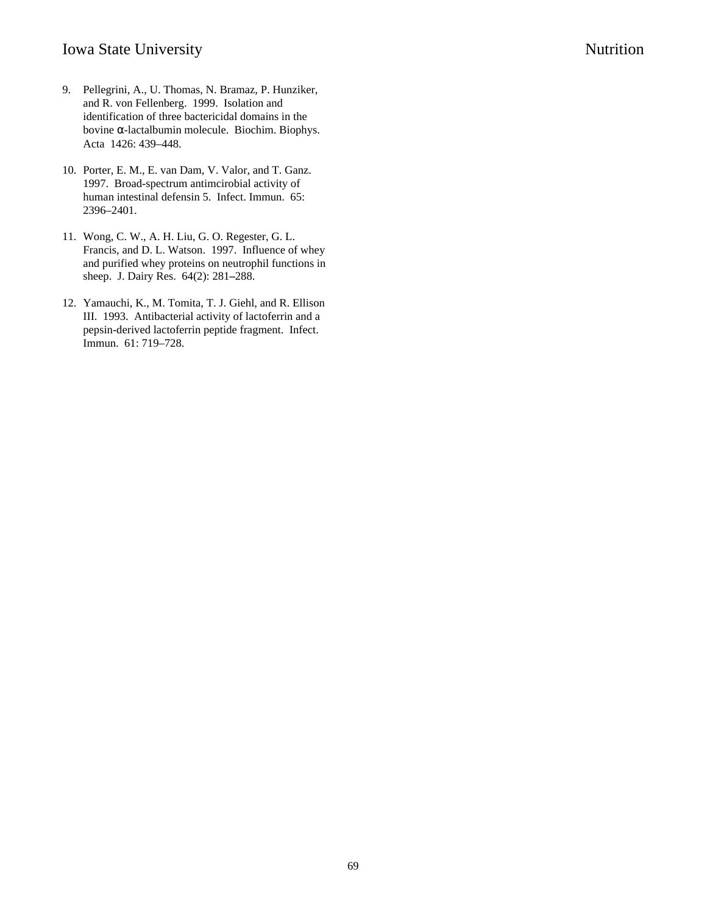9. Pellegrini, A., U. Thomas, N. Bramaz, P. Hunziker, and R. von Fellenberg. 1999. Isolation and identification of three bactericidal domains in the bovine α-lactalbumin molecule. Biochim. Biophys. Acta 1426: 439–448.

10. Porter, E. M., E. van Dam, V. Valor, and T. Ganz. 1997. Broad-spectrum antimcirobial activity of human intestinal defensin 5. Infect. Immun. 65: 2396–2401.

11. Wong, C. W., A. H. Liu, G. O. Regester, G. L. Francis, and D. L. Watson. 1997. Influence of whey and purified whey proteins on neutrophil functions in sheep. J. Dairy Res. 64(2): 281–288.

12. Yamauchi, K., M. Tomita, T. J. Giehl, and R. Ellison III. 1993. Antibacterial activity of lactoferrin and a pepsin-derived lactoferrin peptide fragment. Infect. Immun. 61: 719–728.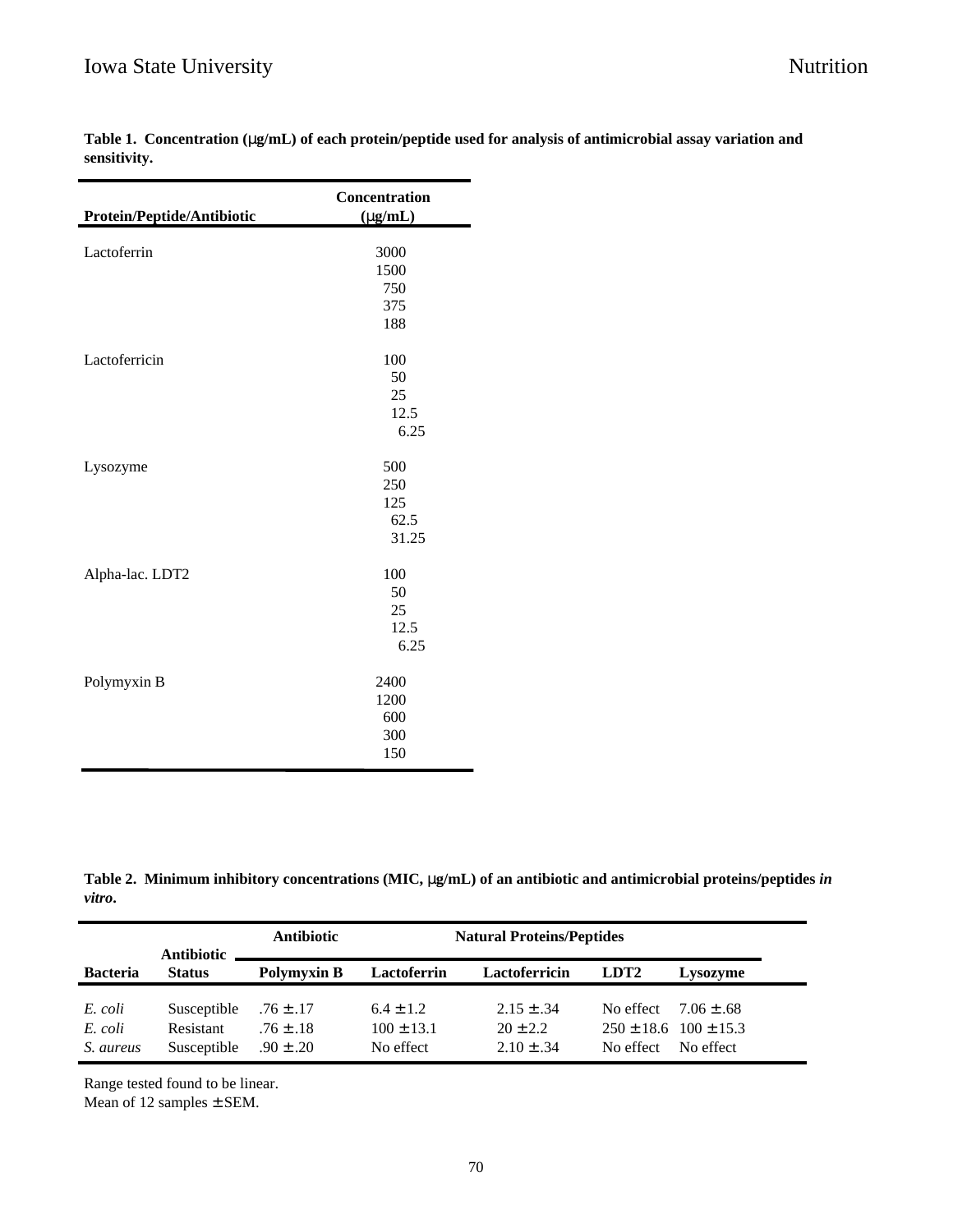**Table 1. Concentration (μg/mL) of each protein/peptide used for analysis of antimicrobial assay variation and sensitivity.**

| Protein/Peptide/Antibiotic | Concentration (μg/mL) |
|---|---|
| Lactoferrin | 3000 |
| | 1500 |
| | 750 |
| | 375 |
| | 188 |
| Lactoferricin | 100 |
| | 50 |
| | 25 |
| | 12.5 |
| | 6.25 |
| Lysozyme | 500 |
| | 250 |
| | 125 |
| | 62.5 |
| | 31.25 |
| Alpha-lac. LDT2 | 100 |
| | 50 |
| | 25 |
| | 12.5 |
| | 6.25 |
| Polymyxin B | 2400 |
| | 1200 |
| | 600 |
| | 300 |
| | 150 |

**Table 2. Minimum inhibitory concentrations (MIC, μg/mL) of an antibiotic and antimicrobial proteins/peptides *in vitro*.**

| | | Antibiotic | Natural Proteins/Peptides | | | |
|---|---|---|---|---|---|---|
| **Bacteria** | **Antibiotic Status** | **Polymyxin B** | **Lactoferrin** | **Lactoferricin** | **LDT2** | **Lysozyme** |
| *E. coli* | Susceptible | .76 ± .17 | 6.4 ± 1.2 | 2.15 ± .34 | No effect | 7.06 ± .68 |
| *E. coli* | Resistant | .76 ± .18 | 100 ± 13.1 | 20 ± 2.2 | 250 ± 18.6 | 100 ± 15.3 |
| *S. aureus* | Susceptible | .90 ± .20 | No effect | 2.10 ± .34 | No effect | No effect |

Range tested found to be linear.
Mean of 12 samples ± SEM.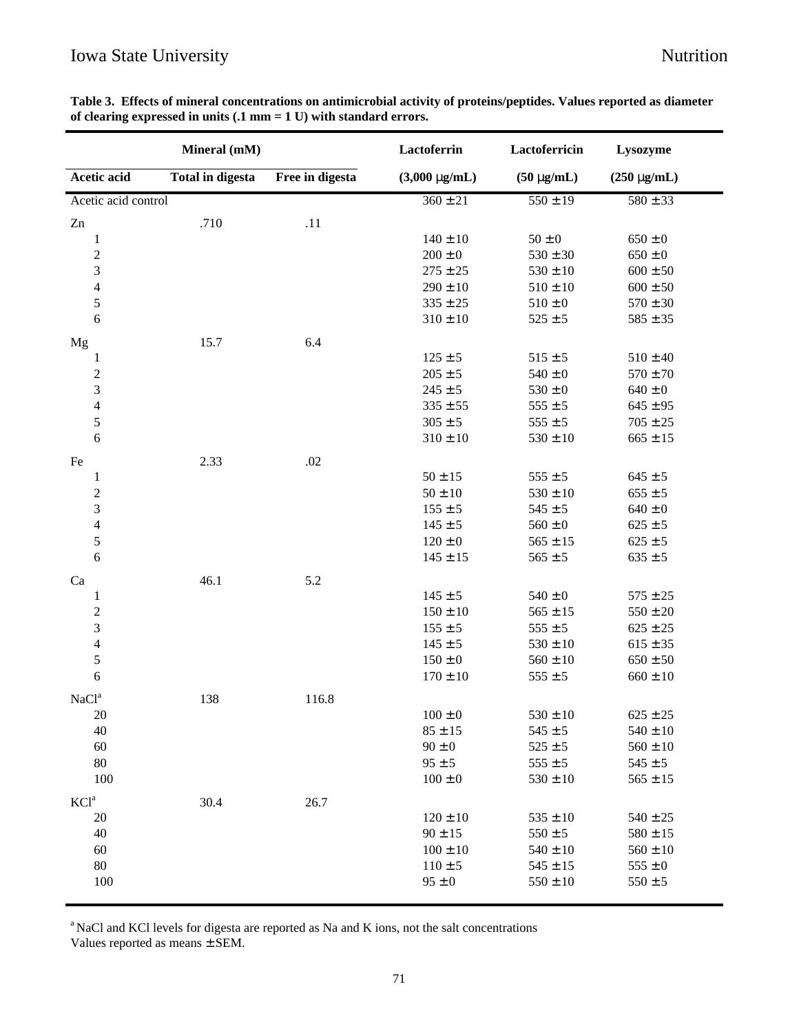**Table 3. Effects of mineral concentrations on antimicrobial activity of proteins/peptides. Values reported as diameter of clearing expressed in units (.1 mm = 1 U) with standard errors.**

| Mineral (mM) | | | Lactoferrin | Lactoferricin | Lysozyme |
|---|---|---|---|---|---|
| Acetic acid | Total in digesta | Free in digesta | (3,000 μg/mL) | (50 μg/mL) | (250 μg/mL) |
| Acetic acid control | | | 360 ± 21 | 550 ± 19 | 580 ± 33 |
| Zn | .710 | .11 | | | |
| 1 | | | 140 ± 10 | 50 ± 0 | 650 ± 0 |
| 2 | | | 200 ± 0 | 530 ± 30 | 650 ± 0 |
| 3 | | | 275 ± 25 | 530 ± 10 | 600 ± 50 |
| 4 | | | 290 ± 10 | 510 ± 10 | 600 ± 50 |
| 5 | | | 335 ± 25 | 510 ± 0 | 570 ± 30 |
| 6 | | | 310 ± 10 | 525 ± 5 | 585 ± 35 |
| Mg | 15.7 | 6.4 | | | |
| 1 | | | 125 ± 5 | 515 ± 5 | 510 ± 40 |
| 2 | | | 205 ± 5 | 540 ± 0 | 570 ± 70 |
| 3 | | | 245 ± 5 | 530 ± 0 | 640 ± 0 |
| 4 | | | 335 ± 55 | 555 ± 5 | 645 ± 95 |
| 5 | | | 305 ± 5 | 555 ± 5 | 705 ± 25 |
| 6 | | | 310 ± 10 | 530 ± 10 | 665 ± 15 |
| Fe | 2.33 | .02 | | | |
| 1 | | | 50 ± 15 | 555 ± 5 | 645 ± 5 |
| 2 | | | 50 ± 10 | 530 ± 10 | 655 ± 5 |
| 3 | | | 155 ± 5 | 545 ± 5 | 640 ± 0 |
| 4 | | | 145 ± 5 | 560 ± 0 | 625 ± 5 |
| 5 | | | 120 ± 0 | 565 ± 15 | 625 ± 5 |
| 6 | | | 145 ± 15 | 565 ± 5 | 635 ± 5 |
| Ca | 46.1 | 5.2 | | | |
| 1 | | | 145 ± 5 | 540 ± 0 | 575 ± 25 |
| 2 | | | 150 ± 10 | 565 ± 15 | 550 ± 20 |
| 3 | | | 155 ± 5 | 555 ± 5 | 625 ± 25 |
| 4 | | | 145 ± 5 | 530 ± 10 | 615 ± 35 |
| 5 | | | 150 ± 0 | 560 ± 10 | 650 ± 50 |
| 6 | | | 170 ± 10 | 555 ± 5 | 660 ± 10 |
| NaCl[a] | 138 | 116.8 | | | |
| 20 | | | 100 ± 0 | 530 ± 10 | 625 ± 25 |
| 40 | | | 85 ± 15 | 545 ± 5 | 540 ± 10 |
| 60 | | | 90 ± 0 | 525 ± 5 | 560 ± 10 |
| 80 | | | 95 ± 5 | 555 ± 5 | 545 ± 5 |
| 100 | | | 100 ± 0 | 530 ± 10 | 565 ± 15 |
| KCl[a] | 30.4 | 26.7 | | | |
| 20 | | | 120 ± 10 | 535 ± 10 | 540 ± 25 |
| 40 | | | 90 ± 15 | 550 ± 5 | 580 ± 15 |
| 60 | | | 100 ± 10 | 540 ± 10 | 560 ± 10 |
| 80 | | | 110 ± 5 | 545 ± 15 | 555 ± 0 |
| 100 | | | 95 ± 0 | 550 ± 10 | 550 ± 5 |

[a] NaCl and KCl levels for digesta are reported as Na and K ions, not the salt concentrations
Values reported as means ± SEM.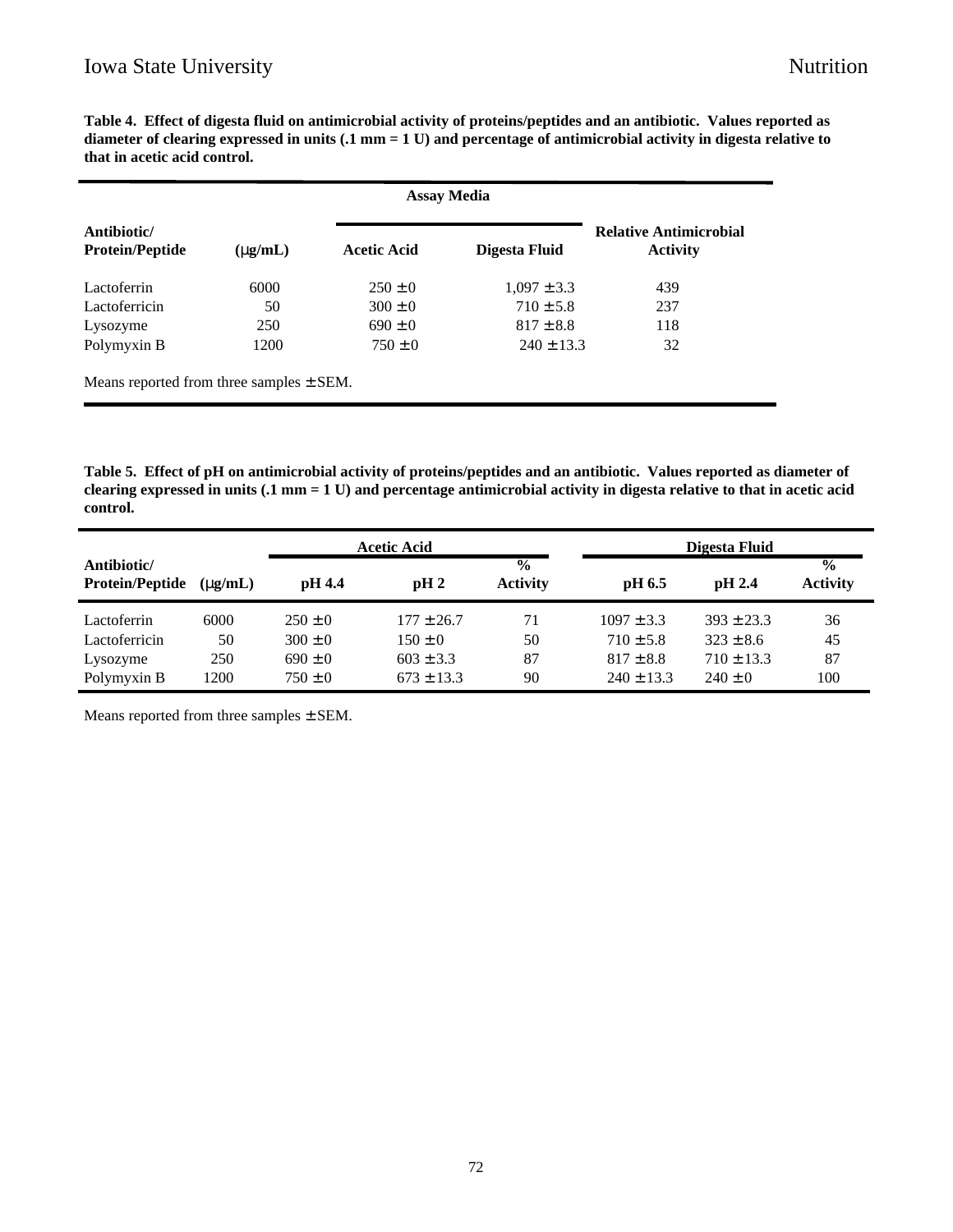**Table 4. Effect of digesta fluid on antimicrobial activity of proteins/peptides and an antibiotic. Values reported as diameter of clearing expressed in units (.1 mm = 1 U) and percentage of antimicrobial activity in digesta relative to that in acetic acid control.**

| | | Assay Media | | |
|---|---|---|---|---|
| Antibiotic/ Protein/Peptide | (μg/mL) | Acetic Acid | Digesta Fluid | Relative Antimicrobial Activity |
| Lactoferrin | 6000 | 250 ± 0 | 1,097 ± 3.3 | 439 |
| Lactoferricin | 50 | 300 ± 0 | 710 ± 5.8 | 237 |
| Lysozyme | 250 | 690 ± 0 | 817 ± 8.8 | 118 |
| Polymyxin B | 1200 | 750 ± 0 | 240 ± 13.3 | 32 |

Means reported from three samples ± SEM.

**Table 5. Effect of pH on antimicrobial activity of proteins/peptides and an antibiotic. Values reported as diameter of clearing expressed in units (.1 mm = 1 U) and percentage antimicrobial activity in digesta relative to that in acetic acid control.**

| | | Acetic Acid | | | Digesta Fluid | | |
|---|---|---|---|---|---|---|---|
| Antibiotic/ Protein/Peptide | (μg/mL) | pH 4.4 | pH 2 | % Activity | pH 6.5 | pH 2.4 | % Activity |
| Lactoferrin | 6000 | 250 ± 0 | 177 ± 26.7 | 71 | 1097 ± 3.3 | 393 ± 23.3 | 36 |
| Lactoferricin | 50 | 300 ± 0 | 150 ± 0 | 50 | 710 ± 5.8 | 323 ± 8.6 | 45 |
| Lysozyme | 250 | 690 ± 0 | 603 ± 3.3 | 87 | 817 ± 8.8 | 710 ± 13.3 | 87 |
| Polymyxin B | 1200 | 750 ± 0 | 673 ± 13.3 | 90 | 240 ± 13.3 | 240 ± 0 | 100 |

Means reported from three samples ± SEM.